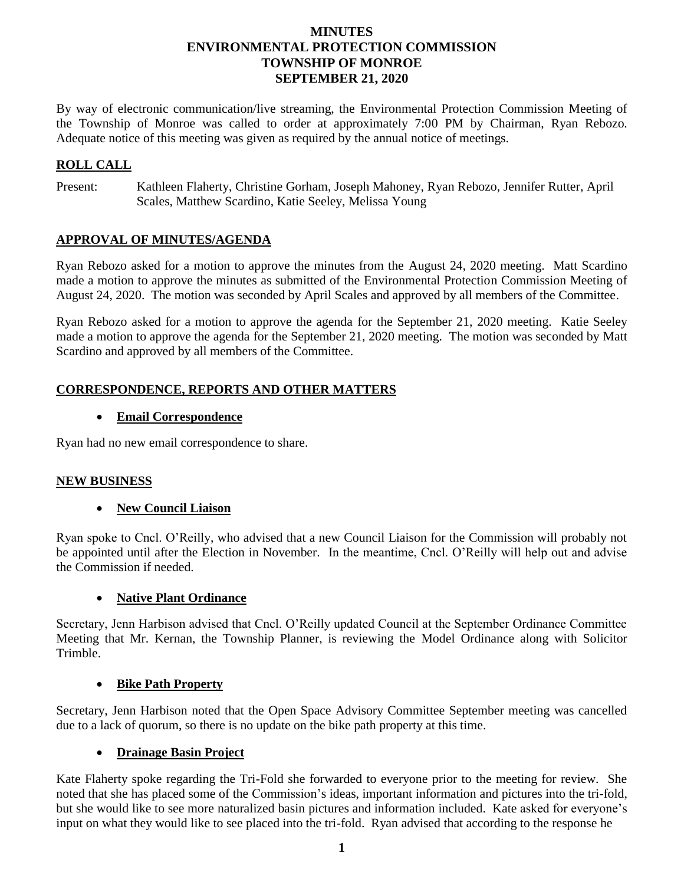# MINUTES
# ENVIRONMENTAL PROTECTION COMMISSION
# TOWNSHIP OF MONROE
# SEPTEMBER 21, 2020

By way of electronic communication/live streaming, the Environmental Protection Commission Meeting of the Township of Monroe was called to order at approximately 7:00 PM by Chairman, Ryan Rebozo. Adequate notice of this meeting was given as required by the annual notice of meetings.

## ROLL CALL

Present: Kathleen Flaherty, Christine Gorham, Joseph Mahoney, Ryan Rebozo, Jennifer Rutter, April Scales, Matthew Scardino, Katie Seeley, Melissa Young

## APPROVAL OF MINUTES/AGENDA

Ryan Rebozo asked for a motion to approve the minutes from the August 24, 2020 meeting. Matt Scardino made a motion to approve the minutes as submitted of the Environmental Protection Commission Meeting of August 24, 2020. The motion was seconded by April Scales and approved by all members of the Committee.

Ryan Rebozo asked for a motion to approve the agenda for the September 21, 2020 meeting. Katie Seeley made a motion to approve the agenda for the September 21, 2020 meeting. The motion was seconded by Matt Scardino and approved by all members of the Committee.

## CORRESPONDENCE, REPORTS AND OTHER MATTERS

- **Email Correspondence**

Ryan had no new email correspondence to share.

## NEW BUSINESS

- **New Council Liaison**

Ryan spoke to Cncl. O'Reilly, who advised that a new Council Liaison for the Commission will probably not be appointed until after the Election in November. In the meantime, Cncl. O'Reilly will help out and advise the Commission if needed.

- **Native Plant Ordinance**

Secretary, Jenn Harbison advised that Cncl. O'Reilly updated Council at the September Ordinance Committee Meeting that Mr. Kernan, the Township Planner, is reviewing the Model Ordinance along with Solicitor Trimble.

- **Bike Path Property**

Secretary, Jenn Harbison noted that the Open Space Advisory Committee September meeting was cancelled due to a lack of quorum, so there is no update on the bike path property at this time.

- **Drainage Basin Project**

Kate Flaherty spoke regarding the Tri-Fold she forwarded to everyone prior to the meeting for review. She noted that she has placed some of the Commission's ideas, important information and pictures into the tri-fold, but she would like to see more naturalized basin pictures and information included. Kate asked for everyone's input on what they would like to see placed into the tri-fold. Ryan advised that according to the response he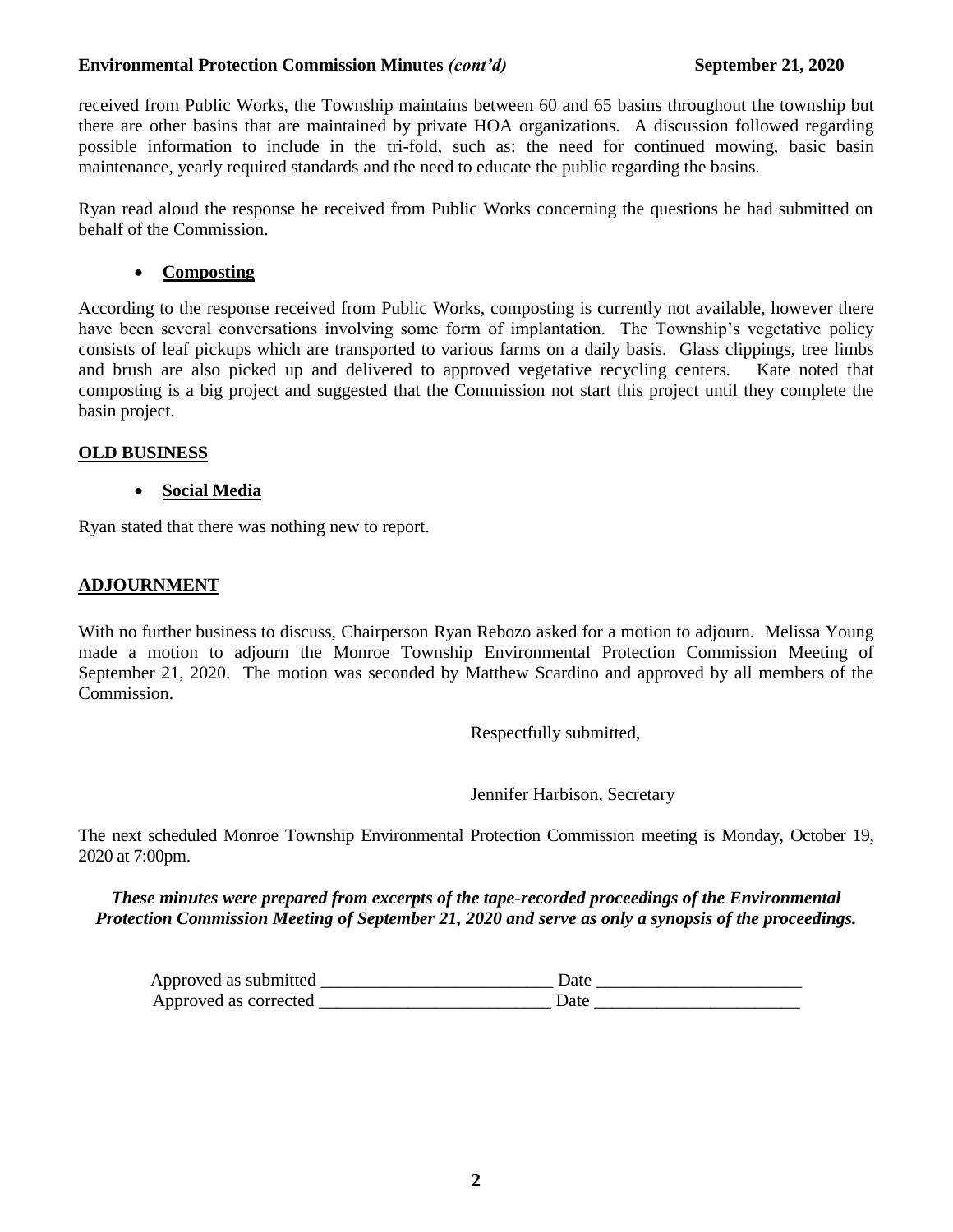received from Public Works, the Township maintains between 60 and 65 basins throughout the township but there are other basins that are maintained by private HOA organizations. A discussion followed regarding possible information to include in the tri-fold, such as: the need for continued mowing, basic basin maintenance, yearly required standards and the need to educate the public regarding the basins.

Ryan read aloud the response he received from Public Works concerning the questions he had submitted on behalf of the Commission.

- **Composting**

According to the response received from Public Works, composting is currently not available, however there have been several conversations involving some form of implantation. The Township's vegetative policy consists of leaf pickups which are transported to various farms on a daily basis. Glass clippings, tree limbs and brush are also picked up and delivered to approved vegetative recycling centers. Kate noted that composting is a big project and suggested that the Commission not start this project until they complete the basin project.

**OLD BUSINESS**

- **Social Media**

Ryan stated that there was nothing new to report.

**ADJOURNMENT**

With no further business to discuss, Chairperson Ryan Rebozo asked for a motion to adjourn. Melissa Young made a motion to adjourn the Monroe Township Environmental Protection Commission Meeting of September 21, 2020. The motion was seconded by Matthew Scardino and approved by all members of the Commission.

Respectfully submitted,

Jennifer Harbison, Secretary

The next scheduled Monroe Township Environmental Protection Commission meeting is Monday, October 19, 2020 at 7:00pm.

***These minutes were prepared from excerpts of the tape-recorded proceedings of the Environmental Protection Commission Meeting of September 21, 2020 and serve as only a synopsis of the proceedings.***

Approved as submitted __________________________ Date _______________________

Approved as corrected __________________________ Date _______________________